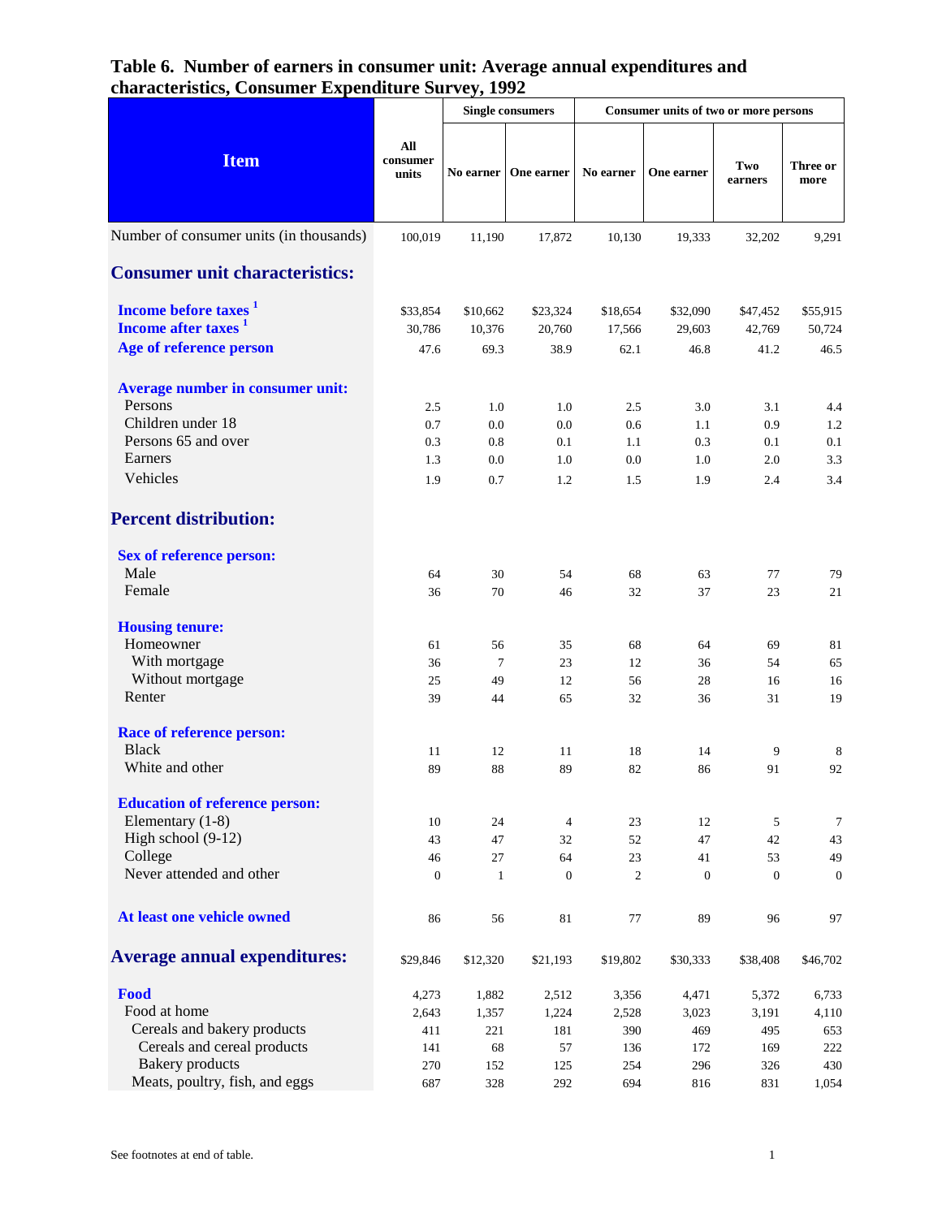# Table 6. Number of earners in consumer unit: Average annual expenditures and characteristics, Consumer Expenditure Survey, 1992

| Item | All consumer units | Single consumers | | Consumer units of two or more persons | | | |
|---|---|---|---|---|---|---|---|
| | | No earner | One earner | No earner | One earner | Two earners | Three or more |
| Number of consumer units (in thousands) | 100,019 | 11,190 | 17,872 | 10,130 | 19,333 | 32,202 | 9,291 |
| **Consumer unit characteristics:** | | | | | | | |
| Income before taxes [1] | $33,854 | $10,662 | $23,324 | $18,654 | $32,090 | $47,452 | $55,915 |
| Income after taxes [1] | 30,786 | 10,376 | 20,760 | 17,566 | 29,603 | 42,769 | 50,724 |
| Age of reference person | 47.6 | 69.3 | 38.9 | 62.1 | 46.8 | 41.2 | 46.5 |
| **Average number in consumer unit:** | | | | | | | |
| Persons | 2.5 | 1.0 | 1.0 | 2.5 | 3.0 | 3.1 | 4.4 |
| Children under 18 | 0.7 | 0.0 | 0.0 | 0.6 | 1.1 | 0.9 | 1.2 |
| Persons 65 and over | 0.3 | 0.8 | 0.1 | 1.1 | 0.3 | 0.1 | 0.1 |
| Earners | 1.3 | 0.0 | 1.0 | 0.0 | 1.0 | 2.0 | 3.3 |
| Vehicles | 1.9 | 0.7 | 1.2 | 1.5 | 1.9 | 2.4 | 3.4 |
| **Percent distribution:** | | | | | | | |
| **Sex of reference person:** | | | | | | | |
| Male | 64 | 30 | 54 | 68 | 63 | 77 | 79 |
| Female | 36 | 70 | 46 | 32 | 37 | 23 | 21 |
| **Housing tenure:** | | | | | | | |
| Homeowner | 61 | 56 | 35 | 68 | 64 | 69 | 81 |
| With mortgage | 36 | 7 | 23 | 12 | 36 | 54 | 65 |
| Without mortgage | 25 | 49 | 12 | 56 | 28 | 16 | 16 |
| Renter | 39 | 44 | 65 | 32 | 36 | 31 | 19 |
| **Race of reference person:** | | | | | | | |
| Black | 11 | 12 | 11 | 18 | 14 | 9 | 8 |
| White and other | 89 | 88 | 89 | 82 | 86 | 91 | 92 |
| **Education of reference person:** | | | | | | | |
| Elementary (1-8) | 10 | 24 | 4 | 23 | 12 | 5 | 7 |
| High school (9-12) | 43 | 47 | 32 | 52 | 47 | 42 | 43 |
| College | 46 | 27 | 64 | 23 | 41 | 53 | 49 |
| Never attended and other | 0 | 1 | 0 | 2 | 0 | 0 | 0 |
| **At least one vehicle owned** | 86 | 56 | 81 | 77 | 89 | 96 | 97 |
| **Average annual expenditures:** | $29,846 | $12,320 | $21,193 | $19,802 | $30,333 | $38,408 | $46,702 |
| **Food** | 4,273 | 1,882 | 2,512 | 3,356 | 4,471 | 5,372 | 6,733 |
| Food at home | 2,643 | 1,357 | 1,224 | 2,528 | 3,023 | 3,191 | 4,110 |
| Cereals and bakery products | 411 | 221 | 181 | 390 | 469 | 495 | 653 |
| Cereals and cereal products | 141 | 68 | 57 | 136 | 172 | 169 | 222 |
| Bakery products | 270 | 152 | 125 | 254 | 296 | 326 | 430 |
| Meats, poultry, fish, and eggs | 687 | 328 | 292 | 694 | 816 | 831 | 1,054 |

See footnotes at end of table.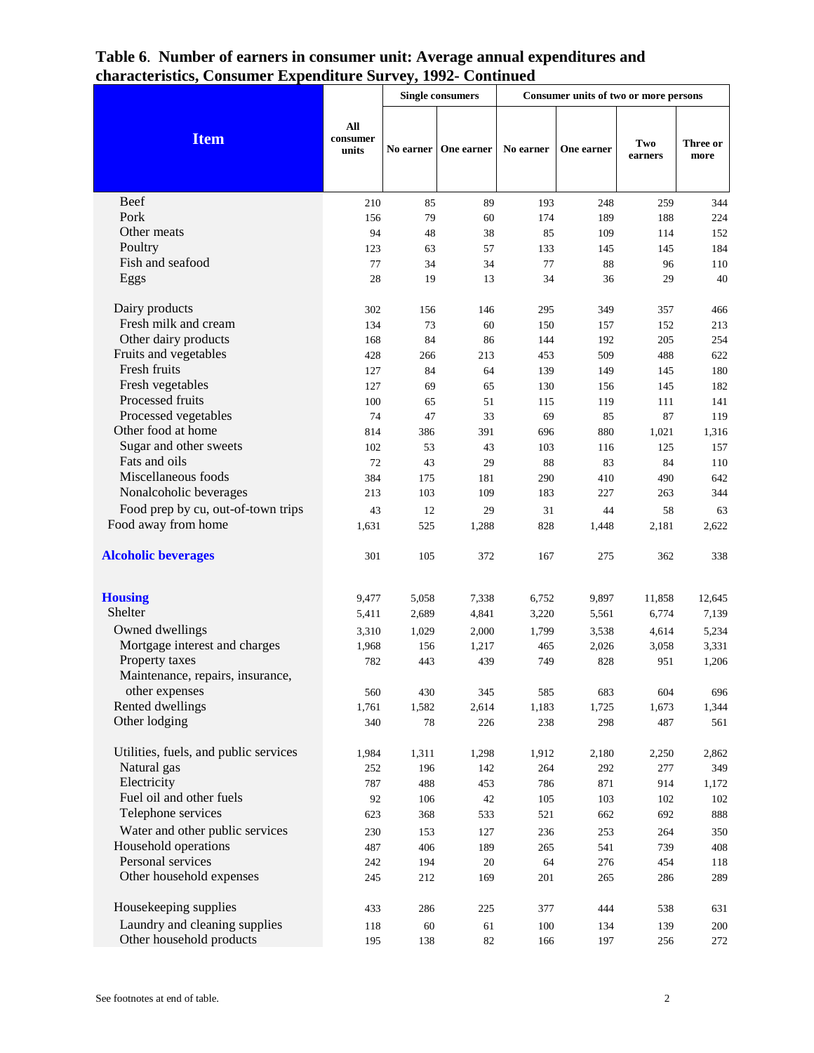## Table 6. Number of earners in consumer unit: Average annual expenditures and characteristics, Consumer Expenditure Survey, 1992- Continued

| Item | All consumer units | Single consumers | | Consumer units of two or more persons | | | |
|---|---|---|---|---|---|---|---|
| | | No earner | One earner | No earner | One earner | Two earners | Three or more |
| Beef | 210 | 85 | 89 | 193 | 248 | 259 | 344 |
| Pork | 156 | 79 | 60 | 174 | 189 | 188 | 224 |
| Other meats | 94 | 48 | 38 | 85 | 109 | 114 | 152 |
| Poultry | 123 | 63 | 57 | 133 | 145 | 145 | 184 |
| Fish and seafood | 77 | 34 | 34 | 77 | 88 | 96 | 110 |
| Eggs | 28 | 19 | 13 | 34 | 36 | 29 | 40 |
| Dairy products | 302 | 156 | 146 | 295 | 349 | 357 | 466 |
| Fresh milk and cream | 134 | 73 | 60 | 150 | 157 | 152 | 213 |
| Other dairy products | 168 | 84 | 86 | 144 | 192 | 205 | 254 |
| Fruits and vegetables | 428 | 266 | 213 | 453 | 509 | 488 | 622 |
| Fresh fruits | 127 | 84 | 64 | 139 | 149 | 145 | 180 |
| Fresh vegetables | 127 | 69 | 65 | 130 | 156 | 145 | 182 |
| Processed fruits | 100 | 65 | 51 | 115 | 119 | 111 | 141 |
| Processed vegetables | 74 | 47 | 33 | 69 | 85 | 87 | 119 |
| Other food at home | 814 | 386 | 391 | 696 | 880 | 1,021 | 1,316 |
| Sugar and other sweets | 102 | 53 | 43 | 103 | 116 | 125 | 157 |
| Fats and oils | 72 | 43 | 29 | 88 | 83 | 84 | 110 |
| Miscellaneous foods | 384 | 175 | 181 | 290 | 410 | 490 | 642 |
| Nonalcoholic beverages | 213 | 103 | 109 | 183 | 227 | 263 | 344 |
| Food prep by cu, out-of-town trips | 43 | 12 | 29 | 31 | 44 | 58 | 63 |
| Food away from home | 1,631 | 525 | 1,288 | 828 | 1,448 | 2,181 | 2,622 |
| **Alcoholic beverages** | 301 | 105 | 372 | 167 | 275 | 362 | 338 |
| **Housing** | 9,477 | 5,058 | 7,338 | 6,752 | 9,897 | 11,858 | 12,645 |
| Shelter | 5,411 | 2,689 | 4,841 | 3,220 | 5,561 | 6,774 | 7,139 |
| Owned dwellings | 3,310 | 1,029 | 2,000 | 1,799 | 3,538 | 4,614 | 5,234 |
| Mortgage interest and charges | 1,968 | 156 | 1,217 | 465 | 2,026 | 3,058 | 3,331 |
| Property taxes | 782 | 443 | 439 | 749 | 828 | 951 | 1,206 |
| Maintenance, repairs, insurance, other expenses | 560 | 430 | 345 | 585 | 683 | 604 | 696 |
| Rented dwellings | 1,761 | 1,582 | 2,614 | 1,183 | 1,725 | 1,673 | 1,344 |
| Other lodging | 340 | 78 | 226 | 238 | 298 | 487 | 561 |
| Utilities, fuels, and public services | 1,984 | 1,311 | 1,298 | 1,912 | 2,180 | 2,250 | 2,862 |
| Natural gas | 252 | 196 | 142 | 264 | 292 | 277 | 349 |
| Electricity | 787 | 488 | 453 | 786 | 871 | 914 | 1,172 |
| Fuel oil and other fuels | 92 | 106 | 42 | 105 | 103 | 102 | 102 |
| Telephone services | 623 | 368 | 533 | 521 | 662 | 692 | 888 |
| Water and other public services | 230 | 153 | 127 | 236 | 253 | 264 | 350 |
| Household operations | 487 | 406 | 189 | 265 | 541 | 739 | 408 |
| Personal services | 242 | 194 | 20 | 64 | 276 | 454 | 118 |
| Other household expenses | 245 | 212 | 169 | 201 | 265 | 286 | 289 |
| Housekeeping supplies | 433 | 286 | 225 | 377 | 444 | 538 | 631 |
| Laundry and cleaning supplies | 118 | 60 | 61 | 100 | 134 | 139 | 200 |
| Other household products | 195 | 138 | 82 | 166 | 197 | 256 | 272 |

See footnotes at end of table.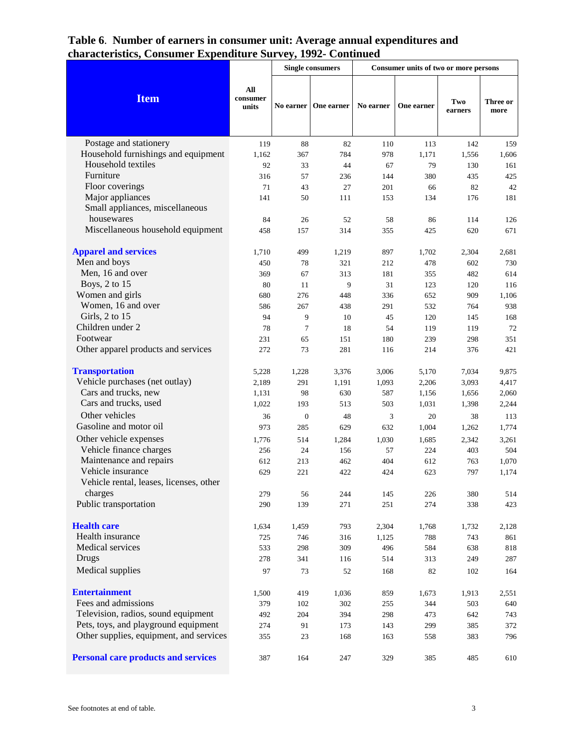**Table 6**. **Number of earners in consumer unit: Average annual expenditures and characteristics, Consumer Expenditure Survey, 1992- Continued**

| Item | All consumer units | Single consumers | | Consumer units of two or more persons | | | |
|---|---|---|---|---|---|---|---|
| | | No earner | One earner | No earner | One earner | Two earners | Three or more |
| Postage and stationery | 119 | 88 | 82 | 110 | 113 | 142 | 159 |
| Household furnishings and equipment | 1,162 | 367 | 784 | 978 | 1,171 | 1,556 | 1,606 |
| Household textiles | 92 | 33 | 44 | 67 | 79 | 130 | 161 |
| Furniture | 316 | 57 | 236 | 144 | 380 | 435 | 425 |
| Floor coverings | 71 | 43 | 27 | 201 | 66 | 82 | 42 |
| Major appliances | 141 | 50 | 111 | 153 | 134 | 176 | 181 |
| Small appliances, miscellaneous housewares | 84 | 26 | 52 | 58 | 86 | 114 | 126 |
| Miscellaneous household equipment | 458 | 157 | 314 | 355 | 425 | 620 | 671 |
| **Apparel and services** | 1,710 | 499 | 1,219 | 897 | 1,702 | 2,304 | 2,681 |
| Men and boys | 450 | 78 | 321 | 212 | 478 | 602 | 730 |
| Men, 16 and over | 369 | 67 | 313 | 181 | 355 | 482 | 614 |
| Boys, 2 to 15 | 80 | 11 | 9 | 31 | 123 | 120 | 116 |
| Women and girls | 680 | 276 | 448 | 336 | 652 | 909 | 1,106 |
| Women, 16 and over | 586 | 267 | 438 | 291 | 532 | 764 | 938 |
| Girls, 2 to 15 | 94 | 9 | 10 | 45 | 120 | 145 | 168 |
| Children under 2 | 78 | 7 | 18 | 54 | 119 | 119 | 72 |
| Footwear | 231 | 65 | 151 | 180 | 239 | 298 | 351 |
| Other apparel products and services | 272 | 73 | 281 | 116 | 214 | 376 | 421 |
| **Transportation** | 5,228 | 1,228 | 3,376 | 3,006 | 5,170 | 7,034 | 9,875 |
| Vehicle purchases (net outlay) | 2,189 | 291 | 1,191 | 1,093 | 2,206 | 3,093 | 4,417 |
| Cars and trucks, new | 1,131 | 98 | 630 | 587 | 1,156 | 1,656 | 2,060 |
| Cars and trucks, used | 1,022 | 193 | 513 | 503 | 1,031 | 1,398 | 2,244 |
| Other vehicles | 36 | 0 | 48 | 3 | 20 | 38 | 113 |
| Gasoline and motor oil | 973 | 285 | 629 | 632 | 1,004 | 1,262 | 1,774 |
| Other vehicle expenses | 1,776 | 514 | 1,284 | 1,030 | 1,685 | 2,342 | 3,261 |
| Vehicle finance charges | 256 | 24 | 156 | 57 | 224 | 403 | 504 |
| Maintenance and repairs | 612 | 213 | 462 | 404 | 612 | 763 | 1,070 |
| Vehicle insurance | 629 | 221 | 422 | 424 | 623 | 797 | 1,174 |
| Vehicle rental, leases, licenses, other charges | 279 | 56 | 244 | 145 | 226 | 380 | 514 |
| Public transportation | 290 | 139 | 271 | 251 | 274 | 338 | 423 |
| **Health care** | 1,634 | 1,459 | 793 | 2,304 | 1,768 | 1,732 | 2,128 |
| Health insurance | 725 | 746 | 316 | 1,125 | 788 | 743 | 861 |
| Medical services | 533 | 298 | 309 | 496 | 584 | 638 | 818 |
| Drugs | 278 | 341 | 116 | 514 | 313 | 249 | 287 |
| Medical supplies | 97 | 73 | 52 | 168 | 82 | 102 | 164 |
| **Entertainment** | 1,500 | 419 | 1,036 | 859 | 1,673 | 1,913 | 2,551 |
| Fees and admissions | 379 | 102 | 302 | 255 | 344 | 503 | 640 |
| Television, radios, sound equipment | 492 | 204 | 394 | 298 | 473 | 642 | 743 |
| Pets, toys, and playground equipment | 274 | 91 | 173 | 143 | 299 | 385 | 372 |
| Other supplies, equipment, and services | 355 | 23 | 168 | 163 | 558 | 383 | 796 |
| **Personal care products and services** | 387 | 164 | 247 | 329 | 385 | 485 | 610 |

See footnotes at end of table.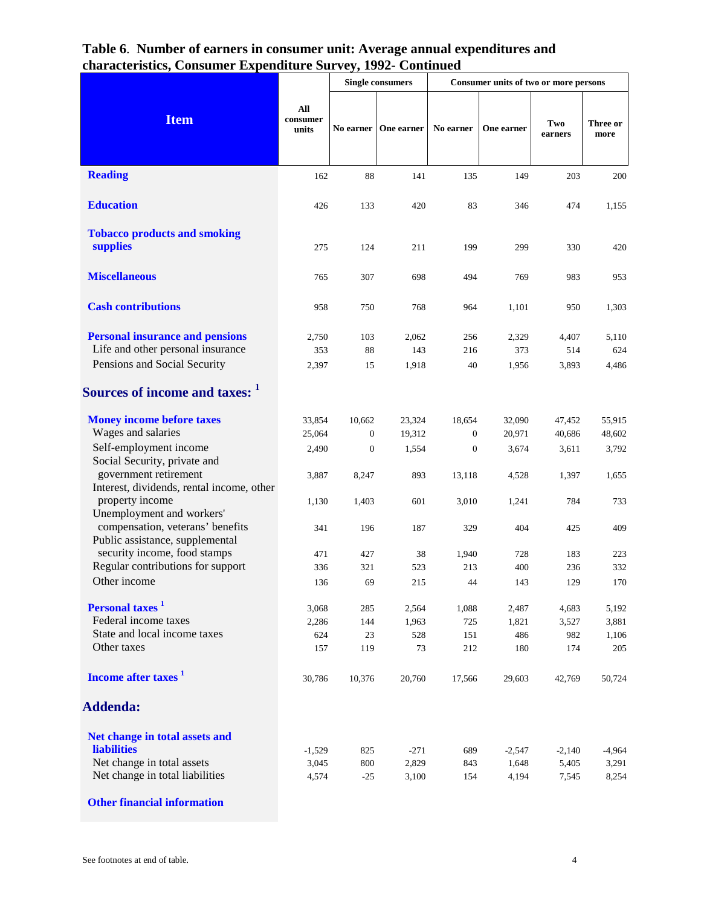## Table 6. Number of earners in consumer unit: Average annual expenditures and characteristics, Consumer Expenditure Survey, 1992- Continued

| Item | All consumer units | Single consumers | | Consumer units of two or more persons | | | |
|---|---|---|---|---|---|---|---|
| | | No earner | One earner | No earner | One earner | Two earners | Three or more |
| **Reading** | 162 | 88 | 141 | 135 | 149 | 203 | 200 |
| **Education** | 426 | 133 | 420 | 83 | 346 | 474 | 1,155 |
| **Tobacco products and smoking supplies** | 275 | 124 | 211 | 199 | 299 | 330 | 420 |
| **Miscellaneous** | 765 | 307 | 698 | 494 | 769 | 983 | 953 |
| **Cash contributions** | 958 | 750 | 768 | 964 | 1,101 | 950 | 1,303 |
| **Personal insurance and pensions** | 2,750 | 103 | 2,062 | 256 | 2,329 | 4,407 | 5,110 |
| Life and other personal insurance | 353 | 88 | 143 | 216 | 373 | 514 | 624 |
| Pensions and Social Security | 2,397 | 15 | 1,918 | 40 | 1,956 | 3,893 | 4,486 |
| **Sources of income and taxes:** [1] | | | | | | | |
| **Money income before taxes** | 33,854 | 10,662 | 23,324 | 18,654 | 32,090 | 47,452 | 55,915 |
| Wages and salaries | 25,064 | 0 | 19,312 | 0 | 20,971 | 40,686 | 48,602 |
| Self-employment income | 2,490 | 0 | 1,554 | 0 | 3,674 | 3,611 | 3,792 |
| Social Security, private and government retirement | 3,887 | 8,247 | 893 | 13,118 | 4,528 | 1,397 | 1,655 |
| Interest, dividends, rental income, other property income | 1,130 | 1,403 | 601 | 3,010 | 1,241 | 784 | 733 |
| Unemployment and workers' compensation, veterans' benefits | 341 | 196 | 187 | 329 | 404 | 425 | 409 |
| Public assistance, supplemental security income, food stamps | 471 | 427 | 38 | 1,940 | 728 | 183 | 223 |
| Regular contributions for support | 336 | 321 | 523 | 213 | 400 | 236 | 332 |
| Other income | 136 | 69 | 215 | 44 | 143 | 129 | 170 |
| **Personal taxes** [1] | 3,068 | 285 | 2,564 | 1,088 | 2,487 | 4,683 | 5,192 |
| Federal income taxes | 2,286 | 144 | 1,963 | 725 | 1,821 | 3,527 | 3,881 |
| State and local income taxes | 624 | 23 | 528 | 151 | 486 | 982 | 1,106 |
| Other taxes | 157 | 119 | 73 | 212 | 180 | 174 | 205 |
| **Income after taxes** [1] | 30,786 | 10,376 | 20,760 | 17,566 | 29,603 | 42,769 | 50,724 |
| **Addenda:** | | | | | | | |
| **Net change in total assets and liabilities** | -1,529 | 825 | -271 | 689 | -2,547 | -2,140 | -4,964 |
| Net change in total assets | 3,045 | 800 | 2,829 | 843 | 1,648 | 5,405 | 3,291 |
| Net change in total liabilities | 4,574 | -25 | 3,100 | 154 | 4,194 | 7,545 | 8,254 |
| **Other financial information** | | | | | | | |

See footnotes at end of table.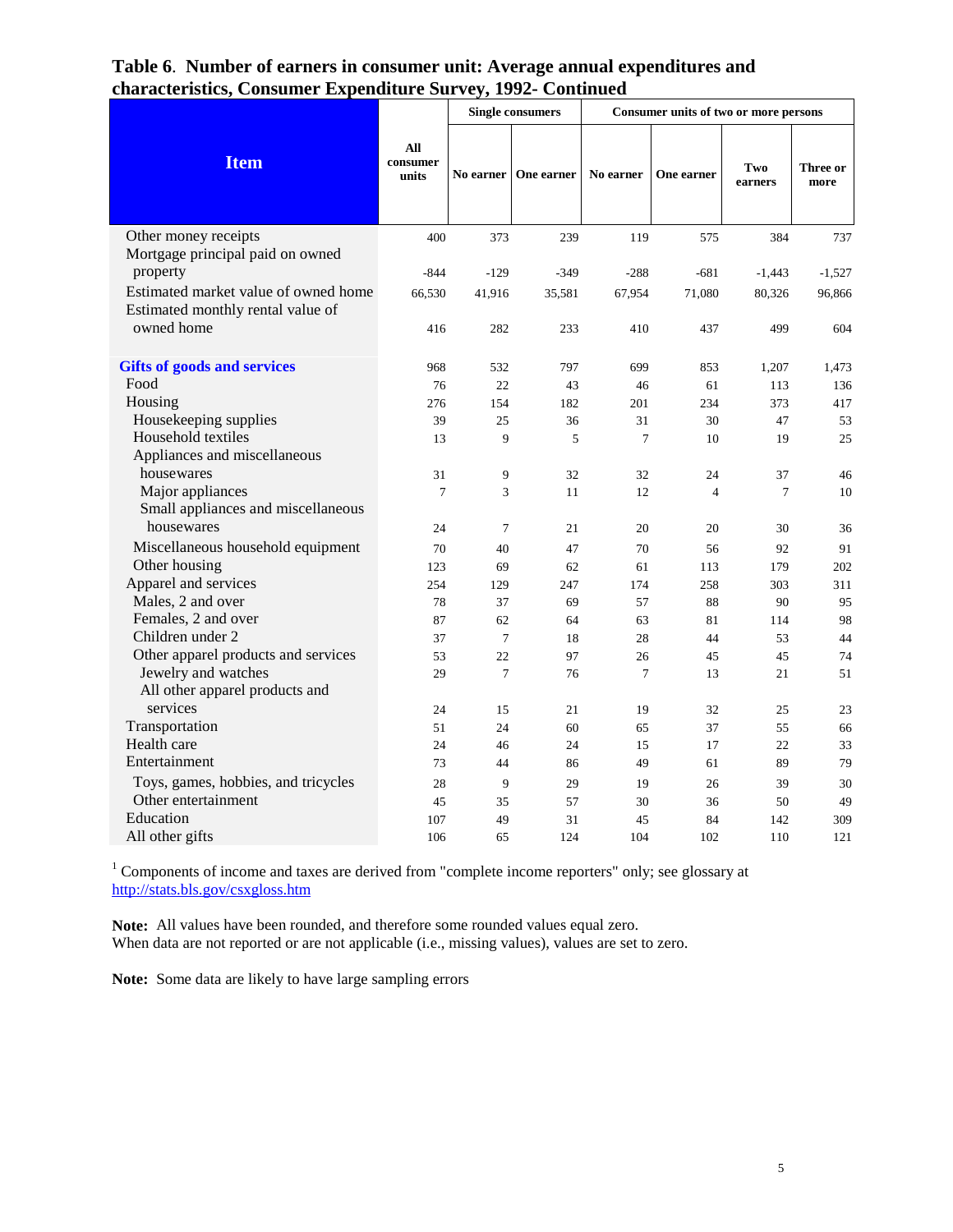**Table 6. Number of earners in consumer unit: Average annual expenditures and characteristics, Consumer Expenditure Survey, 1992- Continued**

| Item | All consumer units | Single consumers | | Consumer units of two or more persons | | | |
|---|---|---|---|---|---|---|---|
| | | No earner | One earner | No earner | One earner | Two earners | Three or more |
| Other money receipts | 400 | 373 | 239 | 119 | 575 | 384 | 737 |
| Mortgage principal paid on owned property | -844 | -129 | -349 | -288 | -681 | -1,443 | -1,527 |
| Estimated market value of owned home | 66,530 | 41,916 | 35,581 | 67,954 | 71,080 | 80,326 | 96,866 |
| Estimated monthly rental value of owned home | 416 | 282 | 233 | 410 | 437 | 499 | 604 |
| **Gifts of goods and services** | 968 | 532 | 797 | 699 | 853 | 1,207 | 1,473 |
| Food | 76 | 22 | 43 | 46 | 61 | 113 | 136 |
| Housing | 276 | 154 | 182 | 201 | 234 | 373 | 417 |
| Housekeeping supplies | 39 | 25 | 36 | 31 | 30 | 47 | 53 |
| Household textiles | 13 | 9 | 5 | 7 | 10 | 19 | 25 |
| Appliances and miscellaneous housewares | 31 | 9 | 32 | 32 | 24 | 37 | 46 |
| Major appliances | 7 | 3 | 11 | 12 | 4 | 7 | 10 |
| Small appliances and miscellaneous housewares | 24 | 7 | 21 | 20 | 20 | 30 | 36 |
| Miscellaneous household equipment | 70 | 40 | 47 | 70 | 56 | 92 | 91 |
| Other housing | 123 | 69 | 62 | 61 | 113 | 179 | 202 |
| Apparel and services | 254 | 129 | 247 | 174 | 258 | 303 | 311 |
| Males, 2 and over | 78 | 37 | 69 | 57 | 88 | 90 | 95 |
| Females, 2 and over | 87 | 62 | 64 | 63 | 81 | 114 | 98 |
| Children under 2 | 37 | 7 | 18 | 28 | 44 | 53 | 44 |
| Other apparel products and services | 53 | 22 | 97 | 26 | 45 | 45 | 74 |
| Jewelry and watches | 29 | 7 | 76 | 7 | 13 | 21 | 51 |
| All other apparel products and services | 24 | 15 | 21 | 19 | 32 | 25 | 23 |
| Transportation | 51 | 24 | 60 | 65 | 37 | 55 | 66 |
| Health care | 24 | 46 | 24 | 15 | 17 | 22 | 33 |
| Entertainment | 73 | 44 | 86 | 49 | 61 | 89 | 79 |
| Toys, games, hobbies, and tricycles | 28 | 9 | 29 | 19 | 26 | 39 | 30 |
| Other entertainment | 45 | 35 | 57 | 30 | 36 | 50 | 49 |
| Education | 107 | 49 | 31 | 45 | 84 | 142 | 309 |
| All other gifts | 106 | 65 | 124 | 104 | 102 | 110 | 121 |

[1] Components of income and taxes are derived from "complete income reporters" only; see glossary at http://stats.bls.gov/csxgloss.htm

**Note:** All values have been rounded, and therefore some rounded values equal zero.
When data are not reported or are not applicable (i.e., missing values), values are set to zero.

**Note:** Some data are likely to have large sampling errors